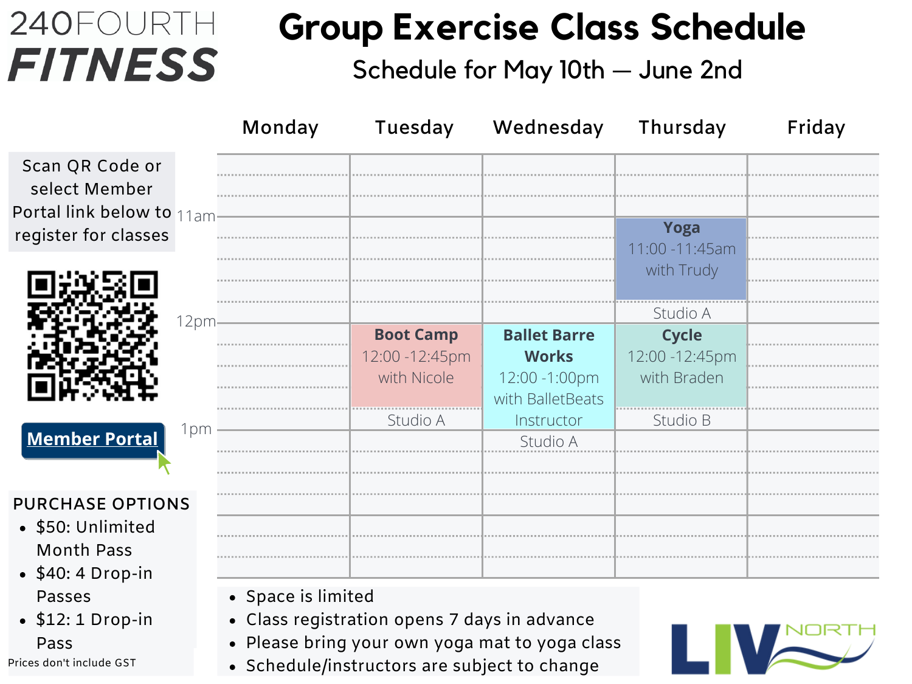240FOURTH
**FITNESS**

# Group Exercise Class Schedule

## Schedule for May 10th — June 2nd

Scan QR Code or select Member Portal link below to register for classes

**Member Portal**

| Time | Monday | Tuesday | Wednesday | Thursday | Friday |
|---|---|---|---|---|---|
| 11am | | | | **Yoga** 11:00 -11:45am with Trudy — Studio A | |
| 12pm | | **Boot Camp** 12:00 -12:45pm with Nicole — Studio A | **Ballet Barre Works** 12:00 -1:00pm with BalletBeats Instructor — Studio A | **Cycle** 12:00 -12:45pm with Braden — Studio B | |
| 1pm | | | | | |

PURCHASE OPTIONS

- $50: Unlimited Month Pass
- $40: 4 Drop-in Passes
- $12: 1 Drop-in Pass

Prices don't include GST

- Space is limited
- Class registration opens 7 days in advance
- Please bring your own yoga mat to yoga class
- Schedule/instructors are subject to change

LIV NORTH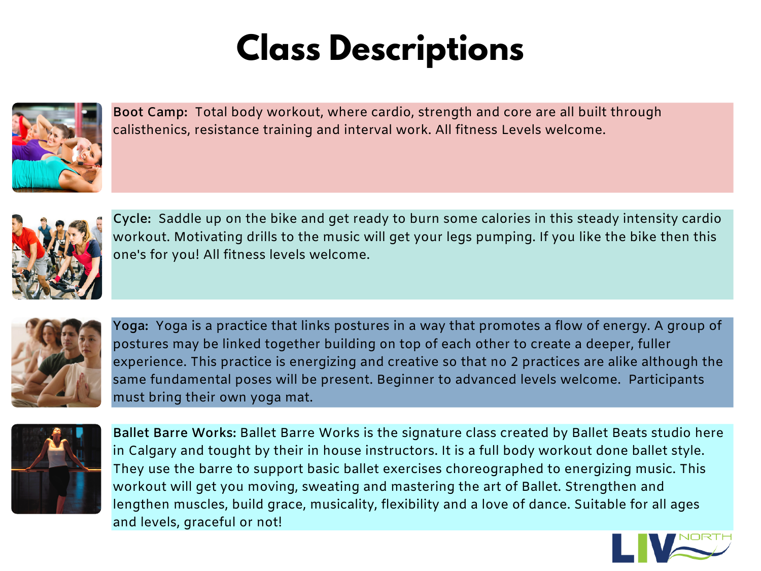# Class Descriptions

**Boot Camp:** Total body workout, where cardio, strength and core are all built through calisthenics, resistance training and interval work. All fitness Levels welcome.

**Cycle:** Saddle up on the bike and get ready to burn some calories in this steady intensity cardio workout. Motivating drills to the music will get your legs pumping. If you like the bike then this one's for you! All fitness levels welcome.

**Yoga:** Yoga is a practice that links postures in a way that promotes a flow of energy. A group of postures may be linked together building on top of each other to create a deeper, fuller experience. This practice is energizing and creative so that no 2 practices are alike although the same fundamental poses will be present. Beginner to advanced levels welcome. Participants must bring their own yoga mat.

**Ballet Barre Works:** Ballet Barre Works is the signature class created by Ballet Beats studio here in Calgary and tought by their in house instructors. It is a full body workout done ballet style. They use the barre to support basic ballet exercises choreographed to energizing music. This workout will get you moving, sweating and mastering the art of Ballet. Strengthen and lengthen muscles, build grace, musicality, flexibility and a love of dance. Suitable for all ages and levels, graceful or not!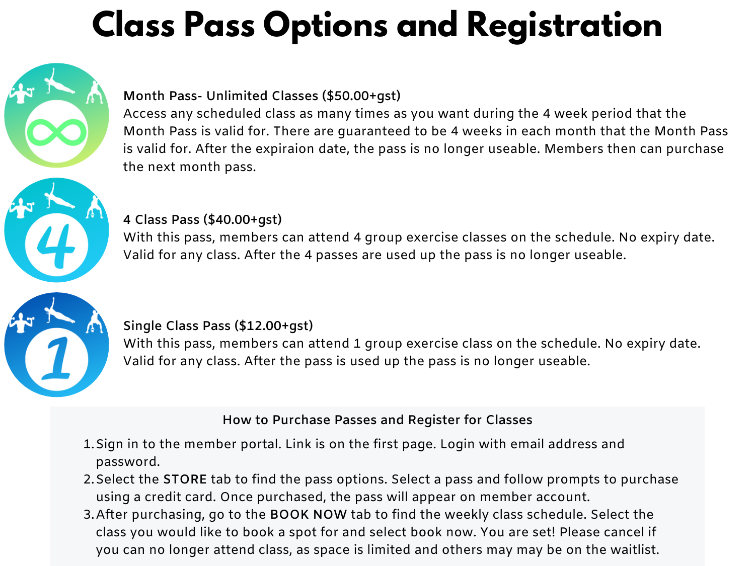# Class Pass Options and Registration

**Month Pass- Unlimited Classes ($50.00+gst)**
Access any scheduled class as many times as you want during the 4 week period that the Month Pass is valid for. There are guaranteed to be 4 weeks in each month that the Month Pass is valid for. After the expiraion date, the pass is no longer useable. Members then can purchase the next month pass.

**4 Class Pass ($40.00+gst)**
With this pass, members can attend 4 group exercise classes on the schedule. No expiry date. Valid for any class. After the 4 passes are used up the pass is no longer useable.

**Single Class Pass ($12.00+gst)**
With this pass, members can attend 1 group exercise class on the schedule. No expiry date. Valid for any class. After the pass is used up the pass is no longer useable.

### How to Purchase Passes and Register for Classes

1. Sign in to the member portal. Link is on the first page. Login with email address and password.
2. Select the **STORE** tab to find the pass options. Select a pass and follow prompts to purchase using a credit card. Once purchased, the pass will appear on member account.
3. After purchasing, go to the **BOOK NOW** tab to find the weekly class schedule. Select the class you would like to book a spot for and select book now. You are set! Please cancel if you can no longer attend class, as space is limited and others may may be on the waitlist.